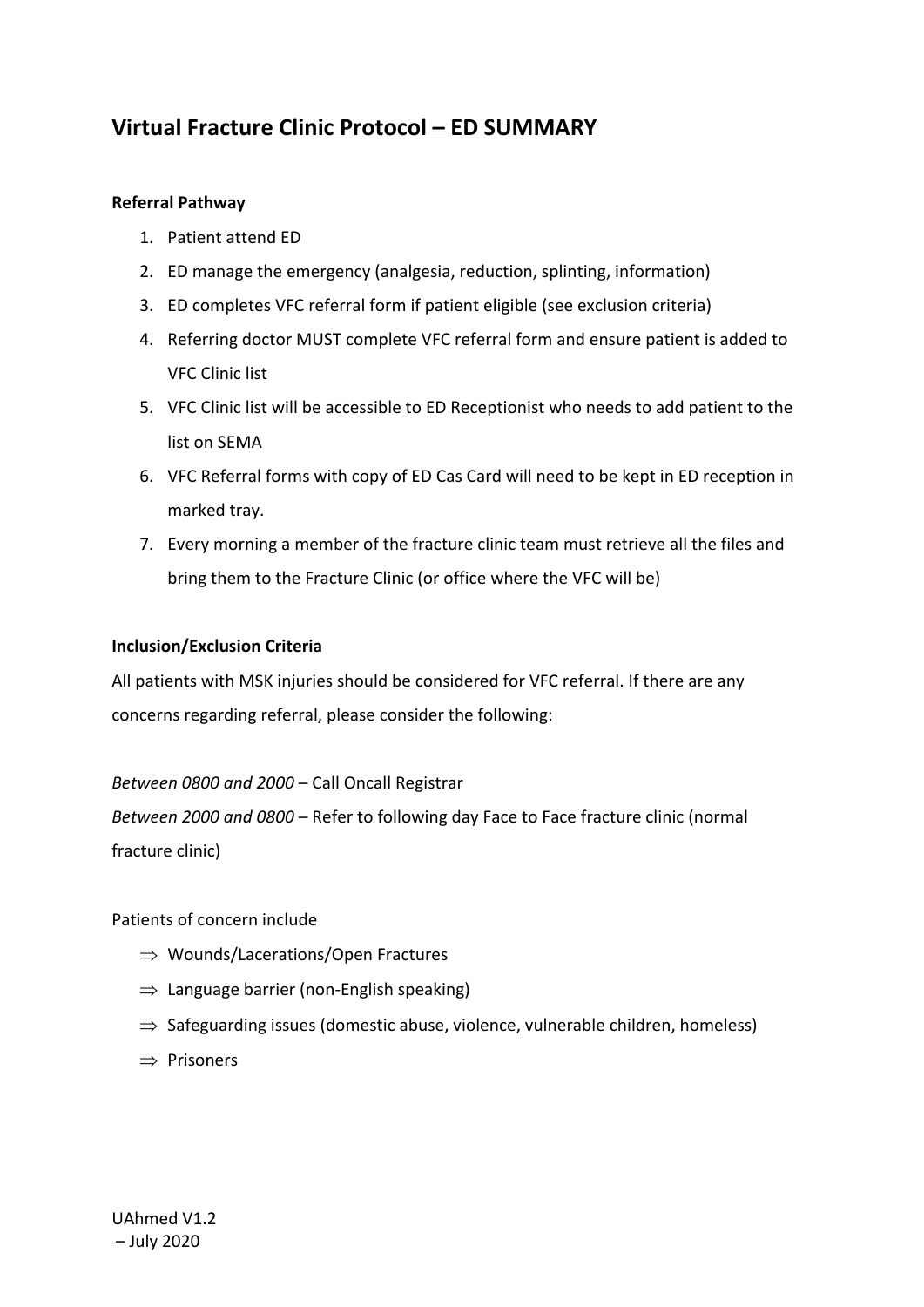# Virtual Fracture Clinic Protocol – ED SUMMARY

**Referral Pathway**

1. Patient attend ED
2. ED manage the emergency (analgesia, reduction, splinting, information)
3. ED completes VFC referral form if patient eligible (see exclusion criteria)
4. Referring doctor MUST complete VFC referral form and ensure patient is added to VFC Clinic list
5. VFC Clinic list will be accessible to ED Receptionist who needs to add patient to the list on SEMA
6. VFC Referral forms with copy of ED Cas Card will need to be kept in ED reception in marked tray.
7. Every morning a member of the fracture clinic team must retrieve all the files and bring them to the Fracture Clinic (or office where the VFC will be)

**Inclusion/Exclusion Criteria**

All patients with MSK injuries should be considered for VFC referral. If there are any concerns regarding referral, please consider the following:

*Between 0800 and 2000* – Call Oncall Registrar
*Between 2000 and 0800* – Refer to following day Face to Face fracture clinic (normal fracture clinic)

Patients of concern include

- ⇒ Wounds/Lacerations/Open Fractures
- ⇒ Language barrier (non-English speaking)
- ⇒ Safeguarding issues (domestic abuse, violence, vulnerable children, homeless)
- ⇒ Prisoners

UAhmed V1.2
– July 2020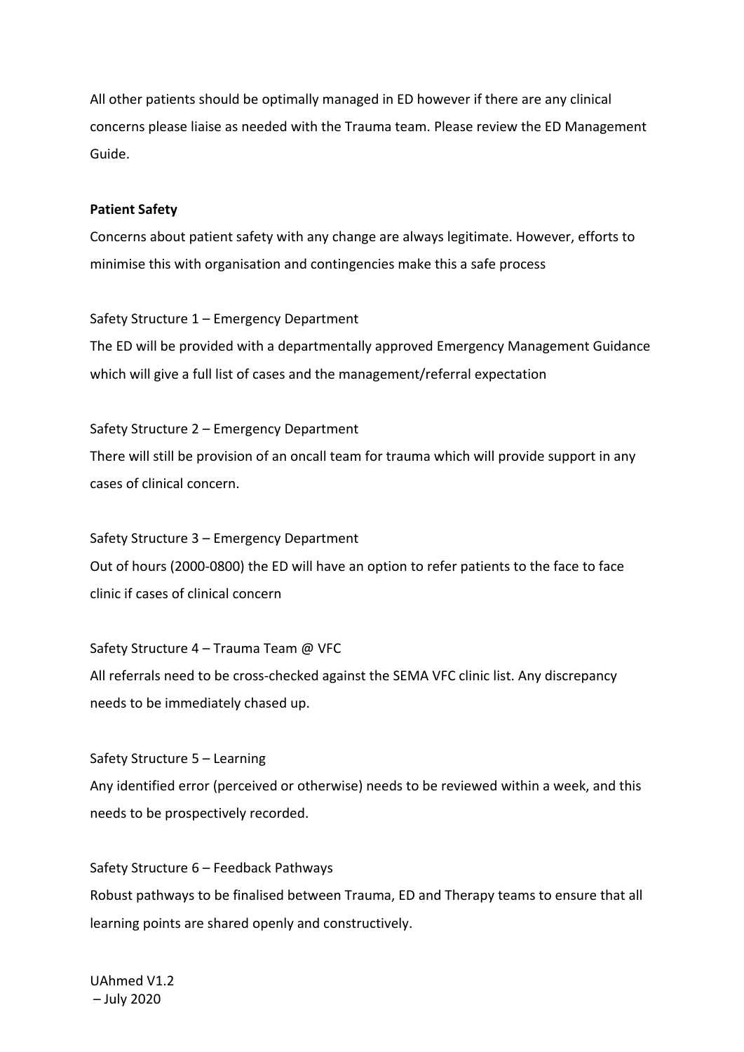All other patients should be optimally managed in ED however if there are any clinical concerns please liaise as needed with the Trauma team. Please review the ED Management Guide.

**Patient Safety**

Concerns about patient safety with any change are always legitimate. However, efforts to minimise this with organisation and contingencies make this a safe process

Safety Structure 1 – Emergency Department

The ED will be provided with a departmentally approved Emergency Management Guidance which will give a full list of cases and the management/referral expectation

Safety Structure 2 – Emergency Department

There will still be provision of an oncall team for trauma which will provide support in any cases of clinical concern.

Safety Structure 3 – Emergency Department

Out of hours (2000-0800) the ED will have an option to refer patients to the face to face clinic if cases of clinical concern

Safety Structure 4 – Trauma Team @ VFC

All referrals need to be cross-checked against the SEMA VFC clinic list. Any discrepancy needs to be immediately chased up.

Safety Structure 5 – Learning

Any identified error (perceived or otherwise) needs to be reviewed within a week, and this needs to be prospectively recorded.

Safety Structure 6 – Feedback Pathways

Robust pathways to be finalised between Trauma, ED and Therapy teams to ensure that all learning points are shared openly and constructively.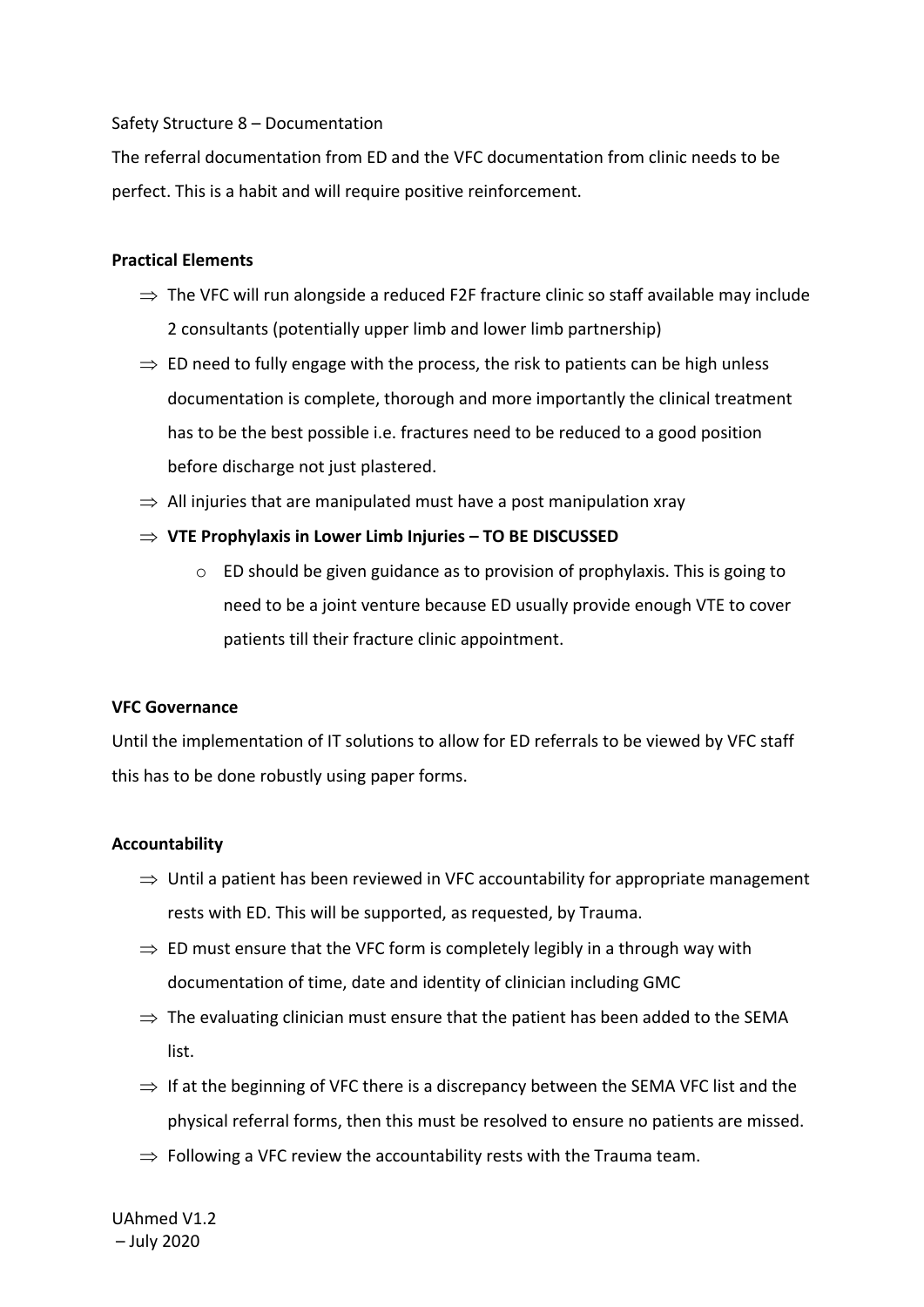Safety Structure 8 – Documentation

The referral documentation from ED and the VFC documentation from clinic needs to be perfect. This is a habit and will require positive reinforcement.

**Practical Elements**

- ⇒ The VFC will run alongside a reduced F2F fracture clinic so staff available may include 2 consultants (potentially upper limb and lower limb partnership)
- ⇒ ED need to fully engage with the process, the risk to patients can be high unless documentation is complete, thorough and more importantly the clinical treatment has to be the best possible i.e. fractures need to be reduced to a good position before discharge not just plastered.
- ⇒ All injuries that are manipulated must have a post manipulation xray
- ⇒ **VTE Prophylaxis in Lower Limb Injuries – TO BE DISCUSSED**
    - o ED should be given guidance as to provision of prophylaxis. This is going to need to be a joint venture because ED usually provide enough VTE to cover patients till their fracture clinic appointment.

**VFC Governance**

Until the implementation of IT solutions to allow for ED referrals to be viewed by VFC staff this has to be done robustly using paper forms.

**Accountability**

- ⇒ Until a patient has been reviewed in VFC accountability for appropriate management rests with ED. This will be supported, as requested, by Trauma.
- ⇒ ED must ensure that the VFC form is completely legibly in a through way with documentation of time, date and identity of clinician including GMC
- ⇒ The evaluating clinician must ensure that the patient has been added to the SEMA list.
- ⇒ If at the beginning of VFC there is a discrepancy between the SEMA VFC list and the physical referral forms, then this must be resolved to ensure no patients are missed.
- ⇒ Following a VFC review the accountability rests with the Trauma team.

UAhmed V1.2
– July 2020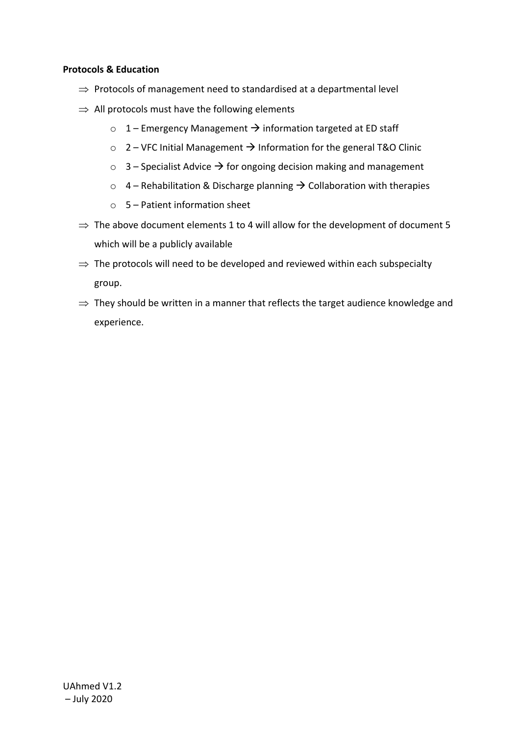**Protocols & Education**

- ⇒ Protocols of management need to standardised at a departmental level
- ⇒ All protocols must have the following elements
  - 1 – Emergency Management → information targeted at ED staff
  - 2 – VFC Initial Management → Information for the general T&O Clinic
  - 3 – Specialist Advice → for ongoing decision making and management
  - 4 – Rehabilitation & Discharge planning → Collaboration with therapies
  - 5 – Patient information sheet
- ⇒ The above document elements 1 to 4 will allow for the development of document 5 which will be a publicly available
- ⇒ The protocols will need to be developed and reviewed within each subspecialty group.
- ⇒ They should be written in a manner that reflects the target audience knowledge and experience.